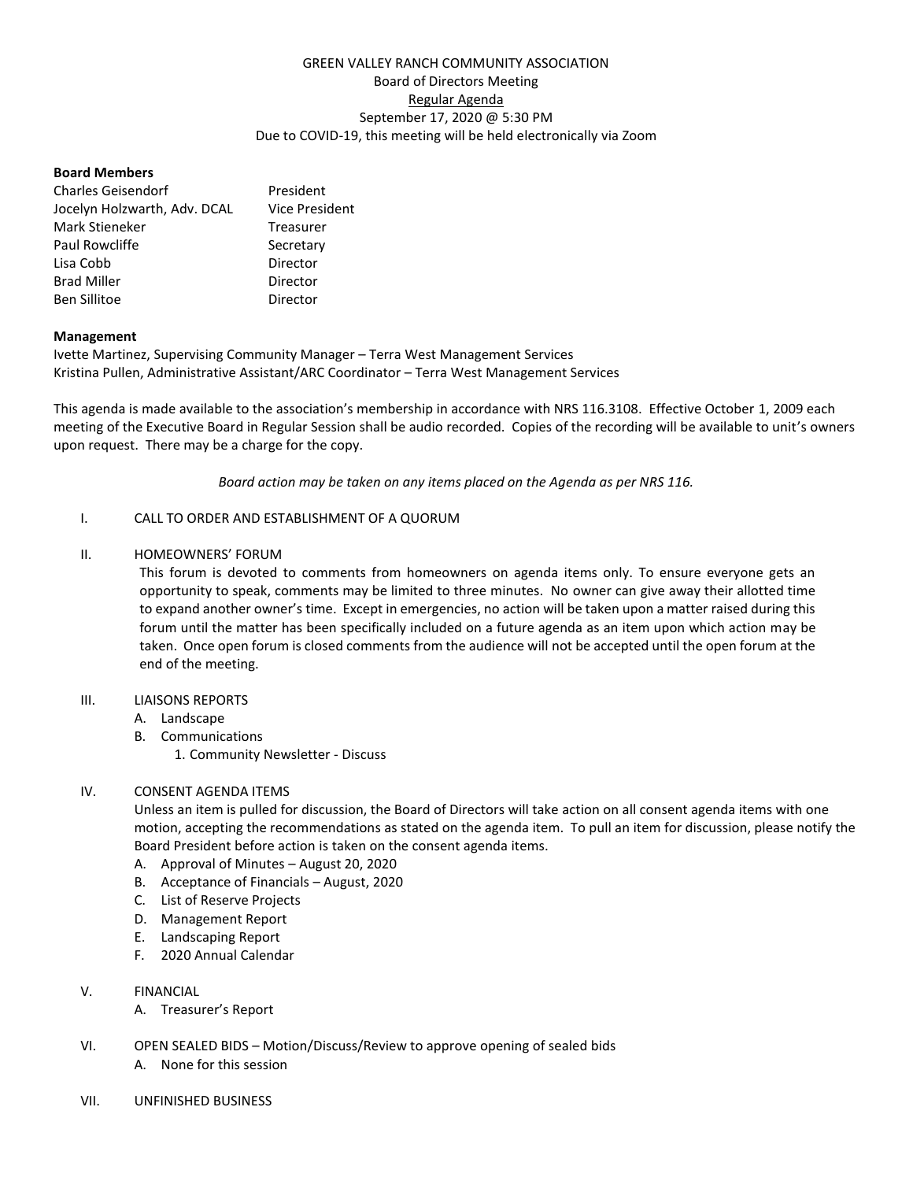# GREEN VALLEY RANCH COMMUNITY ASSOCIATION

Board of Directors Meeting

<u>Regular Agenda</u>

September 17, 2020 @ 5:30 PM

Due to COVID-19, this meeting will be held electronically via Zoom

**Board Members**

| | |
|---|---|
| Charles Geisendorf | President |
| Jocelyn Holzwarth, Adv. DCAL | Vice President |
| Mark Stieneker | Treasurer |
| Paul Rowcliffe | Secretary |
| Lisa Cobb | Director |
| Brad Miller | Director |
| Ben Sillitoe | Director |

**Management**

Ivette Martinez, Supervising Community Manager – Terra West Management Services
Kristina Pullen, Administrative Assistant/ARC Coordinator – Terra West Management Services

This agenda is made available to the association's membership in accordance with NRS 116.3108. Effective October 1, 2009 each meeting of the Executive Board in Regular Session shall be audio recorded. Copies of the recording will be available to unit's owners upon request. There may be a charge for the copy.

*Board action may be taken on any items placed on the Agenda as per NRS 116.*

I. CALL TO ORDER AND ESTABLISHMENT OF A QUORUM

II. HOMEOWNERS' FORUM

This forum is devoted to comments from homeowners on agenda items only. To ensure everyone gets an opportunity to speak, comments may be limited to three minutes. No owner can give away their allotted time to expand another owner's time. Except in emergencies, no action will be taken upon a matter raised during this forum until the matter has been specifically included on a future agenda as an item upon which action may be taken. Once open forum is closed comments from the audience will not be accepted until the open forum at the end of the meeting.

III. LIAISONS REPORTS
   - A. Landscape
   - B. Communications
     1. Community Newsletter - Discuss

IV. CONSENT AGENDA ITEMS

Unless an item is pulled for discussion, the Board of Directors will take action on all consent agenda items with one motion, accepting the recommendations as stated on the agenda item. To pull an item for discussion, please notify the Board President before action is taken on the consent agenda items.
   - A. Approval of Minutes – August 20, 2020
   - B. Acceptance of Financials – August, 2020
   - C. List of Reserve Projects
   - D. Management Report
   - E. Landscaping Report
   - F. 2020 Annual Calendar

V. FINANCIAL
   - A. Treasurer's Report

VI. OPEN SEALED BIDS – Motion/Discuss/Review to approve opening of sealed bids
   - A. None for this session

VII. UNFINISHED BUSINESS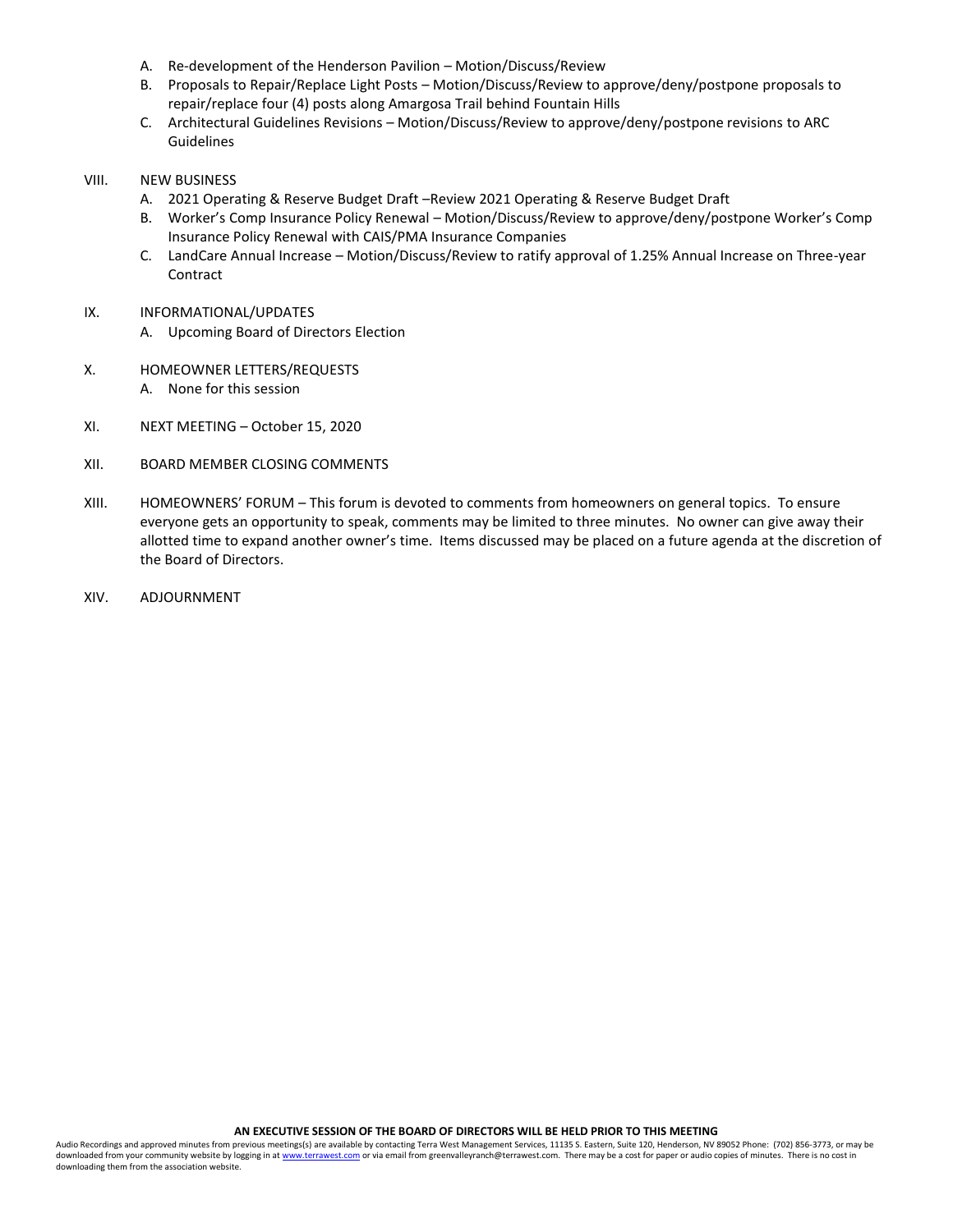A. Re-development of the Henderson Pavilion – Motion/Discuss/Review
B. Proposals to Repair/Replace Light Posts – Motion/Discuss/Review to approve/deny/postpone proposals to repair/replace four (4) posts along Amargosa Trail behind Fountain Hills
C. Architectural Guidelines Revisions – Motion/Discuss/Review to approve/deny/postpone revisions to ARC Guidelines

VIII. NEW BUSINESS

A. 2021 Operating & Reserve Budget Draft –Review 2021 Operating & Reserve Budget Draft
B. Worker's Comp Insurance Policy Renewal – Motion/Discuss/Review to approve/deny/postpone Worker's Comp Insurance Policy Renewal with CAIS/PMA Insurance Companies
C. LandCare Annual Increase – Motion/Discuss/Review to ratify approval of 1.25% Annual Increase on Three-year Contract

IX. INFORMATIONAL/UPDATES

A. Upcoming Board of Directors Election

X. HOMEOWNER LETTERS/REQUESTS

A. None for this session

XI. NEXT MEETING – October 15, 2020

XII. BOARD MEMBER CLOSING COMMENTS

XIII. HOMEOWNERS' FORUM – This forum is devoted to comments from homeowners on general topics. To ensure everyone gets an opportunity to speak, comments may be limited to three minutes. No owner can give away their allotted time to expand another owner's time. Items discussed may be placed on a future agenda at the discretion of the Board of Directors.

XIV. ADJOURNMENT

**AN EXECUTIVE SESSION OF THE BOARD OF DIRECTORS WILL BE HELD PRIOR TO THIS MEETING**

Audio Recordings and approved minutes from previous meetings(s) are available by contacting Terra West Management Services, 11135 S. Eastern, Suite 120, Henderson, NV 89052 Phone: (702) 856-3773, or may be downloaded from your community website by logging in at www.terrawest.com or via email from greenvalleyranch@terrawest.com. There may be a cost for paper or audio copies of minutes. There is no cost in downloading them from the association website.